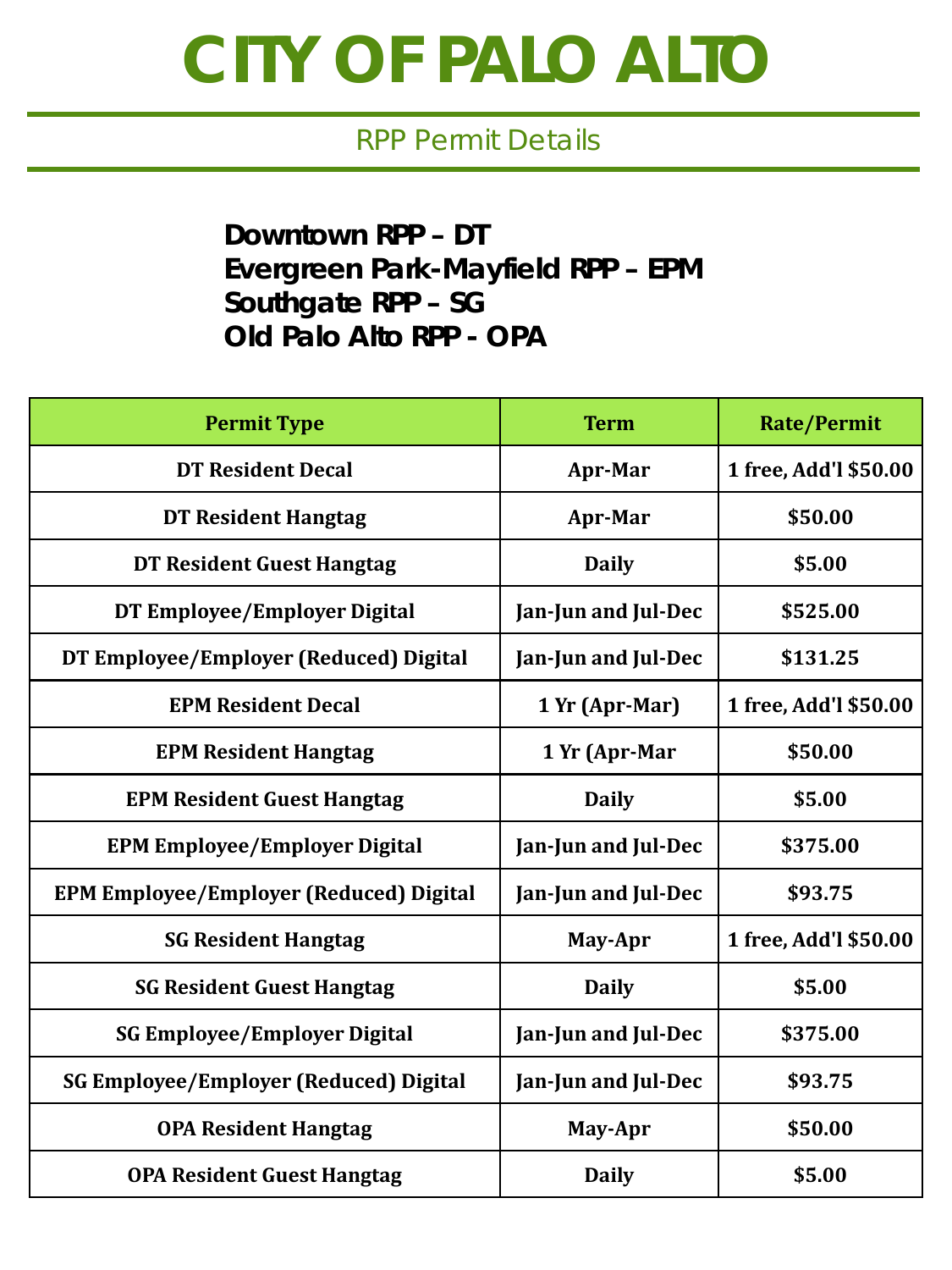# CITY OF PALO ALTO

## RPP Permit Details

**Downtown RPP – DT**
**Evergreen Park-Mayfield RPP – EPM**
**Southgate RPP – SG**
**Old Palo Alto RPP - OPA**

| Permit Type | Term | Rate/Permit |
|---|---|---|
| DT Resident Decal | Apr-Mar | 1 free, Add'l $50.00 |
| DT Resident Hangtag | Apr-Mar | $50.00 |
| DT Resident Guest Hangtag | Daily | $5.00 |
| DT Employee/Employer Digital | Jan-Jun and Jul-Dec | $525.00 |
| DT Employee/Employer (Reduced) Digital | Jan-Jun and Jul-Dec | $131.25 |
| EPM Resident Decal | 1 Yr (Apr-Mar) | 1 free, Add'l $50.00 |
| EPM Resident Hangtag | 1 Yr (Apr-Mar | $50.00 |
| EPM Resident Guest Hangtag | Daily | $5.00 |
| EPM Employee/Employer Digital | Jan-Jun and Jul-Dec | $375.00 |
| EPM Employee/Employer (Reduced) Digital | Jan-Jun and Jul-Dec | $93.75 |
| SG Resident Hangtag | May-Apr | 1 free, Add'l $50.00 |
| SG Resident Guest Hangtag | Daily | $5.00 |
| SG Employee/Employer Digital | Jan-Jun and Jul-Dec | $375.00 |
| SG Employee/Employer (Reduced) Digital | Jan-Jun and Jul-Dec | $93.75 |
| OPA Resident Hangtag | May-Apr | $50.00 |
| OPA Resident Guest Hangtag | Daily | $5.00 |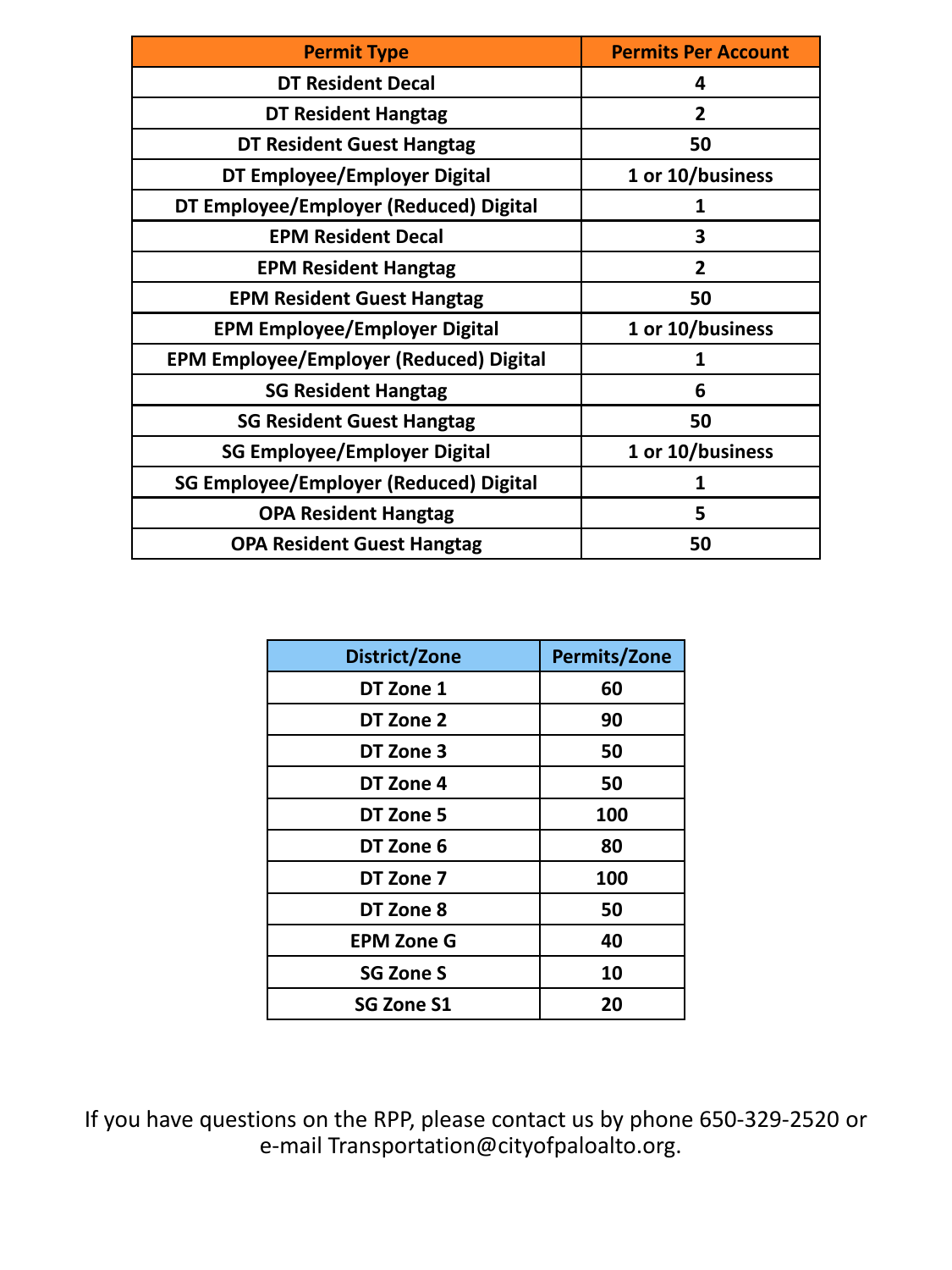| Permit Type | Permits Per Account |
|---|---|
| DT Resident Decal | 4 |
| DT Resident Hangtag | 2 |
| DT Resident Guest Hangtag | 50 |
| DT Employee/Employer Digital | 1 or 10/business |
| DT Employee/Employer (Reduced) Digital | 1 |
| EPM Resident Decal | 3 |
| EPM Resident Hangtag | 2 |
| EPM Resident Guest Hangtag | 50 |
| EPM Employee/Employer Digital | 1 or 10/business |
| EPM Employee/Employer (Reduced) Digital | 1 |
| SG Resident Hangtag | 6 |
| SG Resident Guest Hangtag | 50 |
| SG Employee/Employer Digital | 1 or 10/business |
| SG Employee/Employer (Reduced) Digital | 1 |
| OPA Resident Hangtag | 5 |
| OPA Resident Guest Hangtag | 50 |

| District/Zone | Permits/Zone |
|---|---|
| DT Zone 1 | 60 |
| DT Zone 2 | 90 |
| DT Zone 3 | 50 |
| DT Zone 4 | 50 |
| DT Zone 5 | 100 |
| DT Zone 6 | 80 |
| DT Zone 7 | 100 |
| DT Zone 8 | 50 |
| EPM Zone G | 40 |
| SG Zone S | 10 |
| SG Zone S1 | 20 |

If you have questions on the RPP, please contact us by phone 650-329-2520 or e-mail Transportation@cityofpaloalto.org.